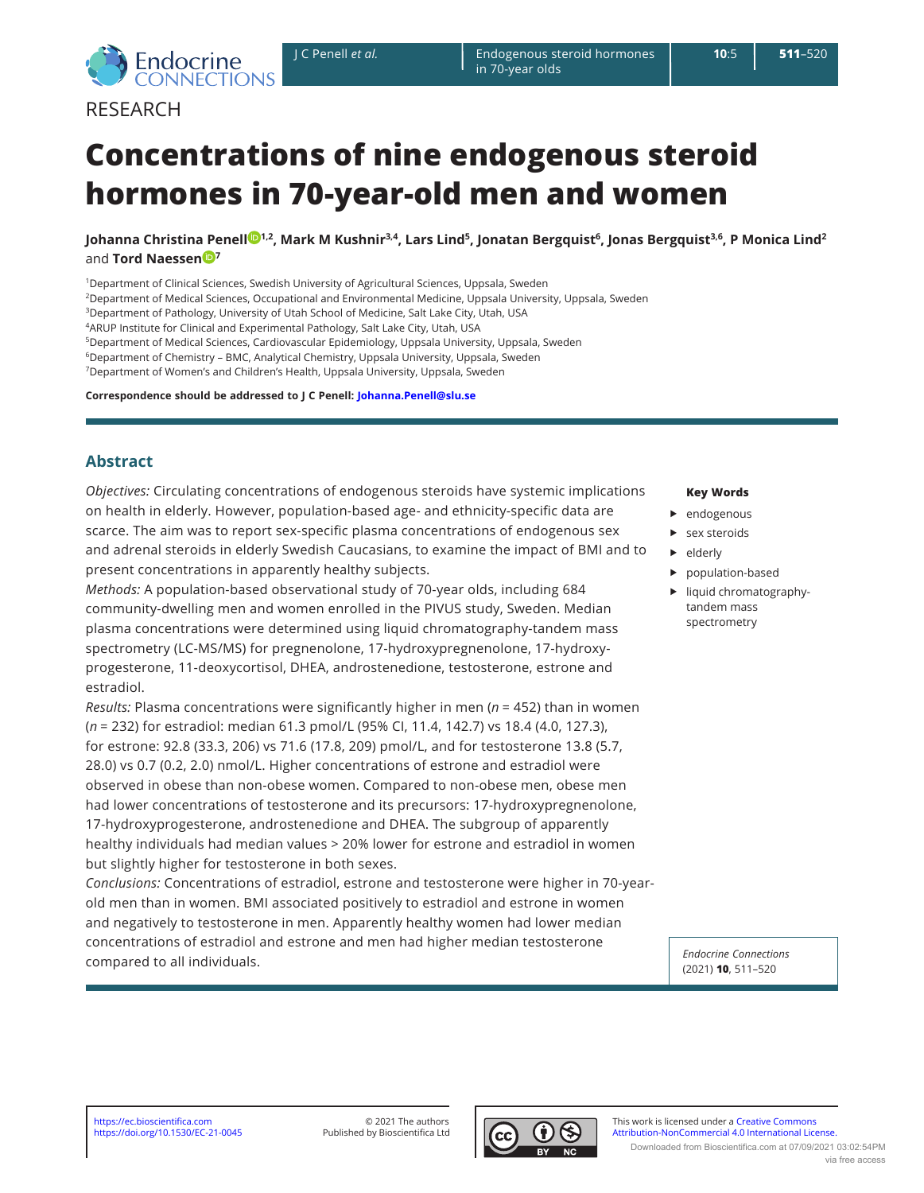RESEARCH

# Concentrations of nine endogenous steroid hormones in 70-year-old men and women

**Johanna Christina Penell**[1,2], **Mark M Kushnir**[3,4], **Lars Lind**[5], **Jonatan Bergquist**[6], **Jonas Bergquist**[3,6], **P Monica Lind**[2] and **Tord Naessen**[7]

[1]Department of Clinical Sciences, Swedish University of Agricultural Sciences, Uppsala, Sweden
[2]Department of Medical Sciences, Occupational and Environmental Medicine, Uppsala University, Uppsala, Sweden
[3]Department of Pathology, University of Utah School of Medicine, Salt Lake City, Utah, USA
[4]ARUP Institute for Clinical and Experimental Pathology, Salt Lake City, Utah, USA
[5]Department of Medical Sciences, Cardiovascular Epidemiology, Uppsala University, Uppsala, Sweden
[6]Department of Chemistry – BMC, Analytical Chemistry, Uppsala University, Uppsala, Sweden
[7]Department of Women's and Children's Health, Uppsala University, Uppsala, Sweden

**Correspondence should be addressed to J C Penell: Johanna.Penell@slu.se**

## Abstract

*Objectives:* Circulating concentrations of endogenous steroids have systemic implications on health in elderly. However, population-based age- and ethnicity-specific data are scarce. The aim was to report sex-specific plasma concentrations of endogenous sex and adrenal steroids in elderly Swedish Caucasians, to examine the impact of BMI and to present concentrations in apparently healthy subjects.

*Methods:* A population-based observational study of 70-year olds, including 684 community-dwelling men and women enrolled in the PIVUS study, Sweden. Median plasma concentrations were determined using liquid chromatography-tandem mass spectrometry (LC-MS/MS) for pregnenolone, 17-hydroxypregnenolone, 17-hydroxy-progesterone, 11-deoxycortisol, DHEA, androstenedione, testosterone, estrone and estradiol.

*Results:* Plasma concentrations were significantly higher in men ($n$ = 452) than in women ($n$ = 232) for estradiol: median 61.3 pmol/L (95% CI, 11.4, 142.7) vs 18.4 (4.0, 127.3), for estrone: 92.8 (33.3, 206) vs 71.6 (17.8, 209) pmol/L, and for testosterone 13.8 (5.7, 28.0) vs 0.7 (0.2, 2.0) nmol/L. Higher concentrations of estrone and estradiol were observed in obese than non-obese women. Compared to non-obese men, obese men had lower concentrations of testosterone and its precursors: 17-hydroxypregnenolone, 17-hydroxyprogesterone, androstenedione and DHEA. The subgroup of apparently healthy individuals had median values > 20% lower for estrone and estradiol in women but slightly higher for testosterone in both sexes.

*Conclusions:* Concentrations of estradiol, estrone and testosterone were higher in 70-year-old men than in women. BMI associated positively to estradiol and estrone in women and negatively to testosterone in men. Apparently healthy women had lower median concentrations of estradiol and estrone and men had higher median testosterone compared to all individuals.

**Key Words**

- endogenous
- sex steroids
- elderly
- population-based
- liquid chromatography-tandem mass spectrometry

*Endocrine Connections* (2021) **10**, 511–520

https://ec.bioscientifica.com
https://doi.org/10.1530/EC-21-0045

© 2021 The authors
Published by Bioscientifica Ltd

This work is licensed under a Creative Commons Attribution-NonCommercial 4.0 International License.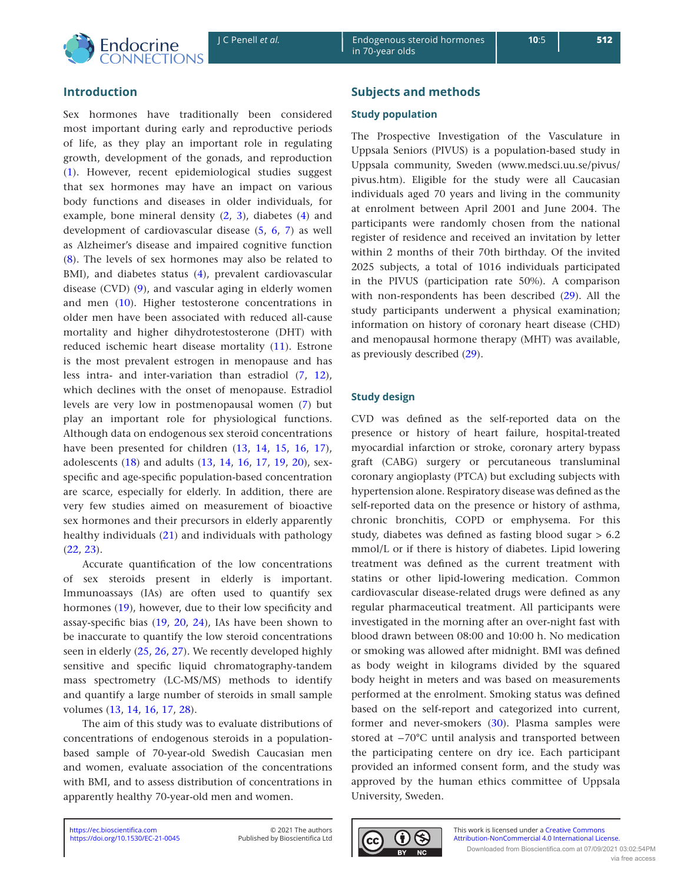## Introduction

Sex hormones have traditionally been considered most important during early and reproductive periods of life, as they play an important role in regulating growth, development of the gonads, and reproduction (1). However, recent epidemiological studies suggest that sex hormones may have an impact on various body functions and diseases in older individuals, for example, bone mineral density (2, 3), diabetes (4) and development of cardiovascular disease (5, 6, 7) as well as Alzheimer's disease and impaired cognitive function (8). The levels of sex hormones may also be related to BMI), and diabetes status (4), prevalent cardiovascular disease (CVD) (9), and vascular aging in elderly women and men (10). Higher testosterone concentrations in older men have been associated with reduced all-cause mortality and higher dihydrotestosterone (DHT) with reduced ischemic heart disease mortality (11). Estrone is the most prevalent estrogen in menopause and has less intra- and inter-variation than estradiol (7, 12), which declines with the onset of menopause. Estradiol levels are very low in postmenopausal women (7) but play an important role for physiological functions. Although data on endogenous sex steroid concentrations have been presented for children (13, 14, 15, 16, 17), adolescents (18) and adults (13, 14, 16, 17, 19, 20), sex-specific and age-specific population-based concentration are scarce, especially for elderly. In addition, there are very few studies aimed on measurement of bioactive sex hormones and their precursors in elderly apparently healthy individuals (21) and individuals with pathology (22, 23).

Accurate quantification of the low concentrations of sex steroids present in elderly is important. Immunoassays (IAs) are often used to quantify sex hormones (19), however, due to their low specificity and assay-specific bias (19, 20, 24), IAs have been shown to be inaccurate to quantify the low steroid concentrations seen in elderly (25, 26, 27). We recently developed highly sensitive and specific liquid chromatography-tandem mass spectrometry (LC-MS/MS) methods to identify and quantify a large number of steroids in small sample volumes (13, 14, 16, 17, 28).

The aim of this study was to evaluate distributions of concentrations of endogenous steroids in a population-based sample of 70-year-old Swedish Caucasian men and women, evaluate association of the concentrations with BMI, and to assess distribution of concentrations in apparently healthy 70-year-old men and women.

## Subjects and methods

### Study population

The Prospective Investigation of the Vasculature in Uppsala Seniors (PIVUS) is a population-based study in Uppsala community, Sweden (www.medsci.uu.se/pivus/pivus.htm). Eligible for the study were all Caucasian individuals aged 70 years and living in the community at enrolment between April 2001 and June 2004. The participants were randomly chosen from the national register of residence and received an invitation by letter within 2 months of their 70th birthday. Of the invited 2025 subjects, a total of 1016 individuals participated in the PIVUS (participation rate 50%). A comparison with non-respondents has been described (29). All the study participants underwent a physical examination; information on history of coronary heart disease (CHD) and menopausal hormone therapy (MHT) was available, as previously described (29).

### Study design

CVD was defined as the self-reported data on the presence or history of heart failure, hospital-treated myocardial infarction or stroke, coronary artery bypass graft (CABG) surgery or percutaneous transluminal coronary angioplasty (PTCA) but excluding subjects with hypertension alone. Respiratory disease was defined as the self-reported data on the presence or history of asthma, chronic bronchitis, COPD or emphysema. For this study, diabetes was defined as fasting blood sugar > 6.2 mmol/L or if there is history of diabetes. Lipid lowering treatment was defined as the current treatment with statins or other lipid-lowering medication. Common cardiovascular disease-related drugs were defined as any regular pharmaceutical treatment. All participants were investigated in the morning after an over-night fast with blood drawn between 08:00 and 10:00 h. No medication or smoking was allowed after midnight. BMI was defined as body weight in kilograms divided by the squared body height in meters and was based on measurements performed at the enrolment. Smoking status was defined based on the self-report and categorized into current, former and never-smokers (30). Plasma samples were stored at −70°C until analysis and transported between the participating centere on dry ice. Each participant provided an informed consent form, and the study was approved by the human ethics committee of Uppsala University, Sweden.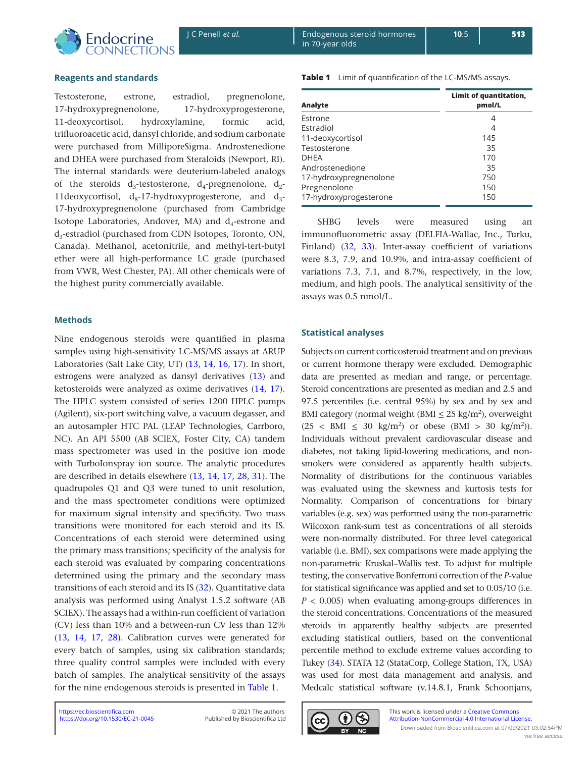## Reagents and standards

Testosterone, estrone, estradiol, pregnenolone, 17-hydroxypregnenolone, 17-hydroxyprogesterone, 11-deoxycortisol, hydroxylamine, formic acid, trifluoroacetic acid, dansyl chloride, and sodium carbonate were purchased from MilliporeSigma. Androstenedione and DHEA were purchased from Steraloids (Newport, RI). The internal standards were deuterium-labeled analogs of the steroids $d_3$-testosterone, $d_4$-pregnenolone, $d_2$-11deoxycortisol, $d_8$-17-hydroxyprogesterone, and $d_3$-17-hydroxypregnenolone (purchased from Cambridge Isotope Laboratories, Andover, MA) and $d_4$-estrone and $d_3$-estradiol (purchased from CDN Isotopes, Toronto, ON, Canada). Methanol, acetonitrile, and methyl-tert-butyl ether were all high-performance LC grade (purchased from VWR, West Chester, PA). All other chemicals were of the highest purity commercially available.

## Methods

Nine endogenous steroids were quantified in plasma samples using high-sensitivity LC-MS/MS assays at ARUP Laboratories (Salt Lake City, UT) (13, 14, 16, 17). In short, estrogens were analyzed as dansyl derivatives (13) and ketosteroids were analyzed as oxime derivatives (14, 17). The HPLC system consisted of series 1200 HPLC pumps (Agilent), six-port switching valve, a vacuum degasser, and an autosampler HTC PAL (LEAP Technologies, Carrboro, NC). An API 5500 (AB SCIEX, Foster City, CA) tandem mass spectrometer was used in the positive ion mode with TurboIonspray ion source. The analytic procedures are described in details elsewhere (13, 14, 17, 28, 31). The quadrupoles Q1 and Q3 were tuned to unit resolution, and the mass spectrometer conditions were optimized for maximum signal intensity and specificity. Two mass transitions were monitored for each steroid and its IS. Concentrations of each steroid were determined using the primary mass transitions; specificity of the analysis for each steroid was evaluated by comparing concentrations determined using the primary and the secondary mass transitions of each steroid and its IS (32). Quantitative data analysis was performed using Analyst 1.5.2 software (AB SCIEX). The assays had a within-run coefficient of variation (CV) less than 10% and a between-run CV less than 12% (13, 14, 17, 28). Calibration curves were generated for every batch of samples, using six calibration standards; three quality control samples were included with every batch of samples. The analytical sensitivity of the assays for the nine endogenous steroids is presented in Table 1.

**Table 1** Limit of quantification of the LC-MS/MS assays.

| Analyte | Limit of quantitation, pmol/L |
|---|---|
| Estrone | 4 |
| Estradiol | 4 |
| 11-deoxycortisol | 145 |
| Testosterone | 35 |
| DHEA | 170 |
| Androstenedione | 35 |
| 17-hydroxypregnenolone | 750 |
| Pregnenolone | 150 |
| 17-hydroxyprogesterone | 150 |

SHBG levels were measured using an immunofluorometric assay (DELFIA-Wallac, Inc., Turku, Finland) (32, 33). Inter-assay coefficient of variations were 8.3, 7.9, and 10.9%, and intra-assay coefficient of variations 7.3, 7.1, and 8.7%, respectively, in the low, medium, and high pools. The analytical sensitivity of the assays was 0.5 nmol/L.

## Statistical analyses

Subjects on current corticosteroid treatment and on previous or current hormone therapy were excluded. Demographic data are presented as median and range, or percentage. Steroid concentrations are presented as median and 2.5 and 97.5 percentiles (i.e. central 95%) by sex and by sex and BMI category (normal weight (BMI ≤ 25 kg/m$^2$), overweight (25 < BMI ≤ 30 kg/m$^2$) or obese (BMI > 30 kg/m$^2$)). Individuals without prevalent cardiovascular disease and diabetes, not taking lipid-lowering medications, and non-smokers were considered as apparently health subjects. Normality of distributions for the continuous variables was evaluated using the skewness and kurtosis tests for Normality. Comparison of concentrations for binary variables (e.g. sex) was performed using the non-parametric Wilcoxon rank-sum test as concentrations of all steroids were non-normally distributed. For three level categorical variable (i.e. BMI), sex comparisons were made applying the non-parametric Kruskal–Wallis test. To adjust for multiple testing, the conservative Bonferroni correction of the *P*-value for statistical significance was applied and set to 0.05/10 (i.e. $P < 0.005$) when evaluating among-groups differences in the steroid concentrations. Concentrations of the measured steroids in apparently healthy subjects are presented excluding statistical outliers, based on the conventional percentile method to exclude extreme values according to Tukey (34). STATA 12 (StataCorp, College Station, TX, USA) was used for most data management and analysis, and Medcalc statistical software (v.14.8.1, Frank Schoonjans,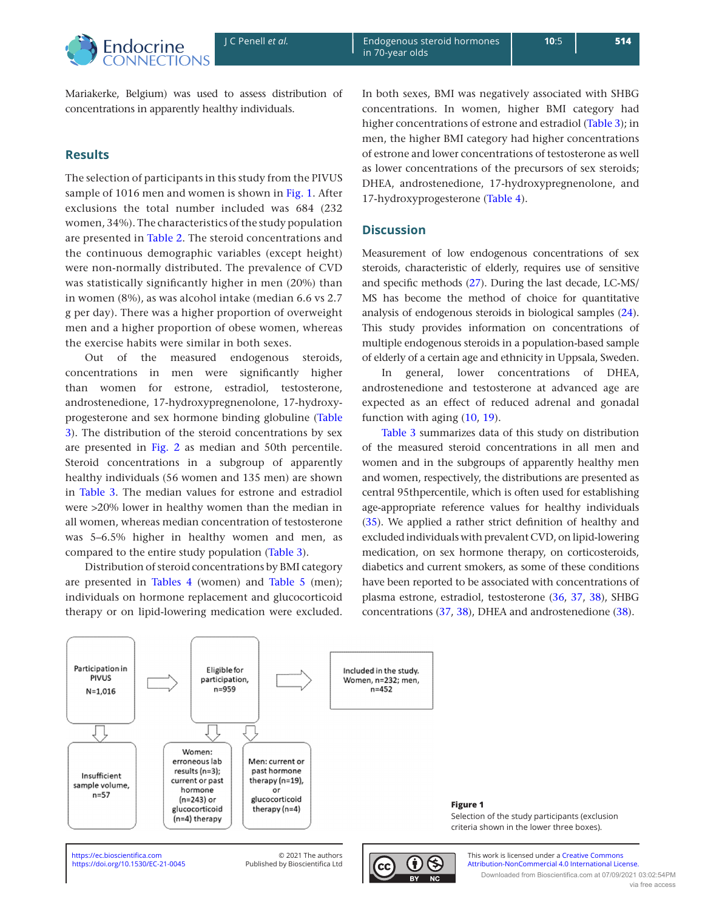Mariakerke, Belgium) was used to assess distribution of concentrations in apparently healthy individuals.

## Results

The selection of participants in this study from the PIVUS sample of 1016 men and women is shown in Fig. 1. After exclusions the total number included was 684 (232 women, 34%). The characteristics of the study population are presented in Table 2. The steroid concentrations and the continuous demographic variables (except height) were non-normally distributed. The prevalence of CVD was statistically significantly higher in men (20%) than in women (8%), as was alcohol intake (median 6.6 vs 2.7 g per day). There was a higher proportion of overweight men and a higher proportion of obese women, whereas the exercise habits were similar in both sexes.

Out of the measured endogenous steroids, concentrations in men were significantly higher than women for estrone, estradiol, testosterone, androstenedione, 17-hydroxypregnenolone, 17-hydroxyprogesterone and sex hormone binding globuline (Table 3). The distribution of the steroid concentrations by sex are presented in Fig. 2 as median and 50th percentile. Steroid concentrations in a subgroup of apparently healthy individuals (56 women and 135 men) are shown in Table 3. The median values for estrone and estradiol were >20% lower in healthy women than the median in all women, whereas median concentration of testosterone was 5–6.5% higher in healthy women and men, as compared to the entire study population (Table 3).

Distribution of steroid concentrations by BMI category are presented in Tables 4 (women) and Table 5 (men); individuals on hormone replacement and glucocorticoid therapy or on lipid-lowering medication were excluded. In both sexes, BMI was negatively associated with SHBG concentrations. In women, higher BMI category had higher concentrations of estrone and estradiol (Table 3); in men, the higher BMI category had higher concentrations of estrone and lower concentrations of testosterone as well as lower concentrations of the precursors of sex steroids; DHEA, androstenedione, 17-hydroxypregnenolone, and 17-hydroxyprogesterone (Table 4).

## Discussion

Measurement of low endogenous concentrations of sex steroids, characteristic of elderly, requires use of sensitive and specific methods (27). During the last decade, LC-MS/MS has become the method of choice for quantitative analysis of endogenous steroids in biological samples (24). This study provides information on concentrations of multiple endogenous steroids in a population-based sample of elderly of a certain age and ethnicity in Uppsala, Sweden.

In general, lower concentrations of DHEA, androstenedione and testosterone at advanced age are expected as an effect of reduced adrenal and gonadal function with aging (10, 19).

Table 3 summarizes data of this study on distribution of the measured steroid concentrations in all men and women and in the subgroups of apparently healthy men and women, respectively, the distributions are presented as central 95thpercentile, which is often used for establishing age-appropriate reference values for healthy individuals (35). We applied a rather strict definition of healthy and excluded individuals with prevalent CVD, on lipid-lowering medication, on sex hormone therapy, on corticosteroids, diabetics and current smokers, as some of these conditions have been reported to be associated with concentrations of plasma estrone, estradiol, testosterone (36, 37, 38), SHBG concentrations (37, 38), DHEA and androstenedione (38).

Participation in PIVUS N=1,016 → Eligible for participation, n=959 → Included in the study. Women, n=232; men, n=452

Insufficient sample volume, n=57

Women: erroneous lab results (n=3); current or past hormone (n=243) or glucocorticoid (n=4) therapy

Men: current or past hormone therapy (n=19), or glucocorticoid therapy (n=4)

**Figure 1**
Selection of the study participants (exclusion criteria shown in the lower three boxes).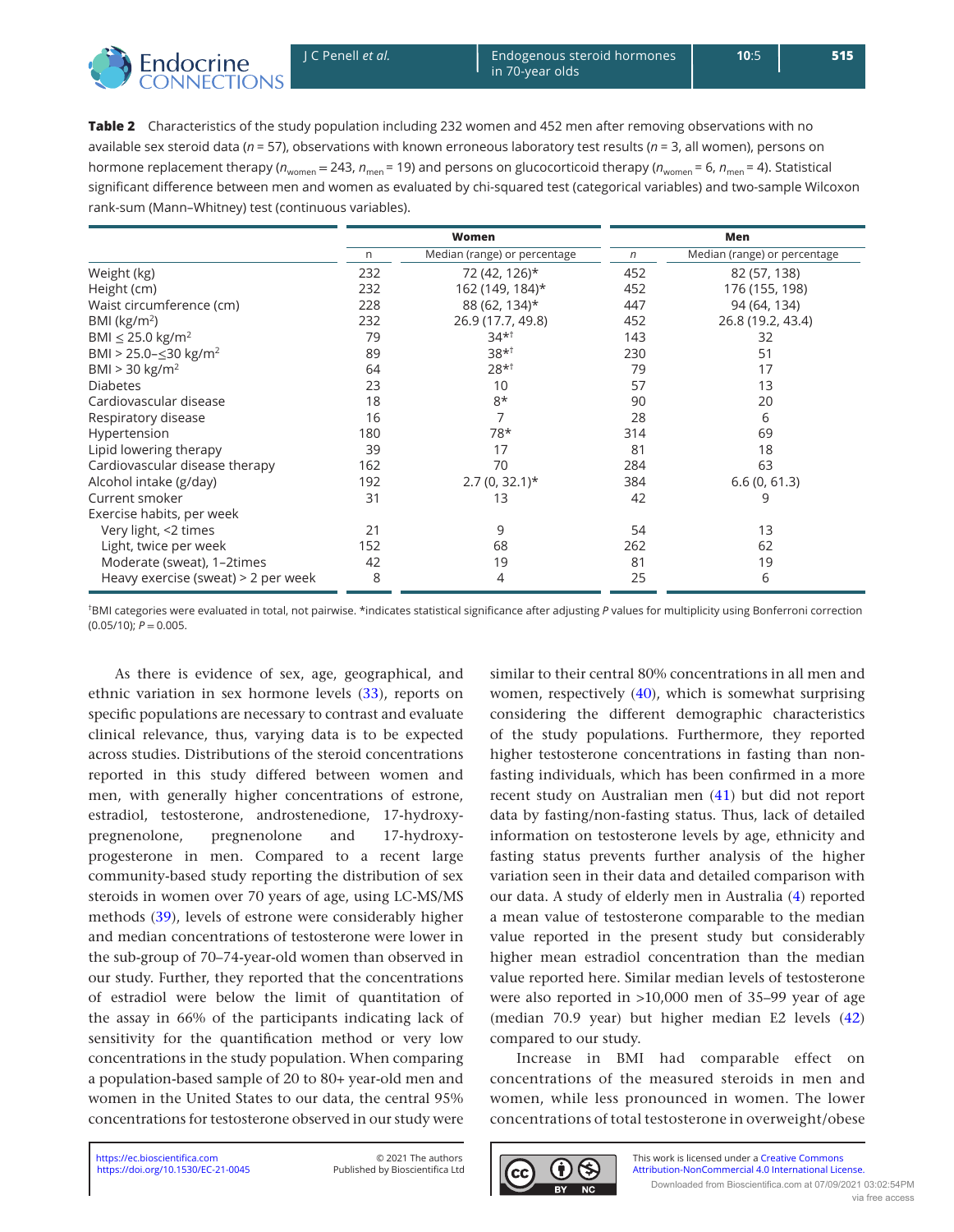**Table 2** Characteristics of the study population including 232 women and 452 men after removing observations with no available sex steroid data ($n$ = 57), observations with known erroneous laboratory test results ($n$ = 3, all women), persons on hormone replacement therapy ($n_{women}$ = 243, $n_{men}$ = 19) and persons on glucocorticoid therapy ($n_{women}$ = 6, $n_{men}$ = 4). Statistical significant difference between men and women as evaluated by chi-squared test (categorical variables) and two-sample Wilcoxon rank-sum (Mann–Whitney) test (continuous variables).

| | Women | | Men | |
|---|---|---|---|---|
| | n | Median (range) or percentage | *n* | Median (range) or percentage |
| Weight (kg) | 232 | 72 (42, 126)* | 452 | 82 (57, 138) |
| Height (cm) | 232 | 162 (149, 184)* | 452 | 176 (155, 198) |
| Waist circumference (cm) | 228 | 88 (62, 134)* | 447 | 94 (64, 134) |
| BMI (kg/m$^2$) | 232 | 26.9 (17.7, 49.8) | 452 | 26.8 (19.2, 43.4) |
| BMI ≤ 25.0 kg/m$^2$ | 79 | 34*† | 143 | 32 |
| BMI > 25.0–≤30 kg/m$^2$ | 89 | 38*† | 230 | 51 |
| BMI > 30 kg/m$^2$ | 64 | 28*† | 79 | 17 |
| Diabetes | 23 | 10 | 57 | 13 |
| Cardiovascular disease | 18 | 8* | 90 | 20 |
| Respiratory disease | 16 | 7 | 28 | 6 |
| Hypertension | 180 | 78* | 314 | 69 |
| Lipid lowering therapy | 39 | 17 | 81 | 18 |
| Cardiovascular disease therapy | 162 | 70 | 284 | 63 |
| Alcohol intake (g/day) | 192 | 2.7 (0, 32.1)* | 384 | 6.6 (0, 61.3) |
| Current smoker | 31 | 13 | 42 | 9 |
| Exercise habits, per week | | | | |
| Very light, <2 times | 21 | 9 | 54 | 13 |
| Light, twice per week | 152 | 68 | 262 | 62 |
| Moderate (sweat), 1–2times | 42 | 19 | 81 | 19 |
| Heavy exercise (sweat) > 2 per week | 8 | 4 | 25 | 6 |

†BMI categories were evaluated in total, not pairwise. *indicates statistical significance after adjusting *P* values for multiplicity using Bonferroni correction (0.05/10); $P = 0.005$.

As there is evidence of sex, age, geographical, and ethnic variation in sex hormone levels (33), reports on specific populations are necessary to contrast and evaluate clinical relevance, thus, varying data is to be expected across studies. Distributions of the steroid concentrations reported in this study differed between women and men, with generally higher concentrations of estrone, estradiol, testosterone, androstenedione, 17-hydroxy-pregnenolone, pregnenolone and 17-hydroxy-progesterone in men. Compared to a recent large community-based study reporting the distribution of sex steroids in women over 70 years of age, using LC-MS/MS methods (39), levels of estrone were considerably higher and median concentrations of testosterone were lower in the sub-group of 70–74-year-old women than observed in our study. Further, they reported that the concentrations of estradiol were below the limit of quantitation of the assay in 66% of the participants indicating lack of sensitivity for the quantification method or very low concentrations in the study population. When comparing a population-based sample of 20 to 80+ year-old men and women in the United States to our data, the central 95% concentrations for testosterone observed in our study were similar to their central 80% concentrations in all men and women, respectively (40), which is somewhat surprising considering the different demographic characteristics of the study populations. Furthermore, they reported higher testosterone concentrations in fasting than non-fasting individuals, which has been confirmed in a more recent study on Australian men (41) but did not report data by fasting/non-fasting status. Thus, lack of detailed information on testosterone levels by age, ethnicity and fasting status prevents further analysis of the higher variation seen in their data and detailed comparison with our data. A study of elderly men in Australia (4) reported a mean value of testosterone comparable to the median value reported in the present study but considerably higher mean estradiol concentration than the median value reported here. Similar median levels of testosterone were also reported in >10,000 men of 35–99 year of age (median 70.9 year) but higher median E2 levels (42) compared to our study.

Increase in BMI had comparable effect on concentrations of the measured steroids in men and women, while less pronounced in women. The lower concentrations of total testosterone in overweight/obese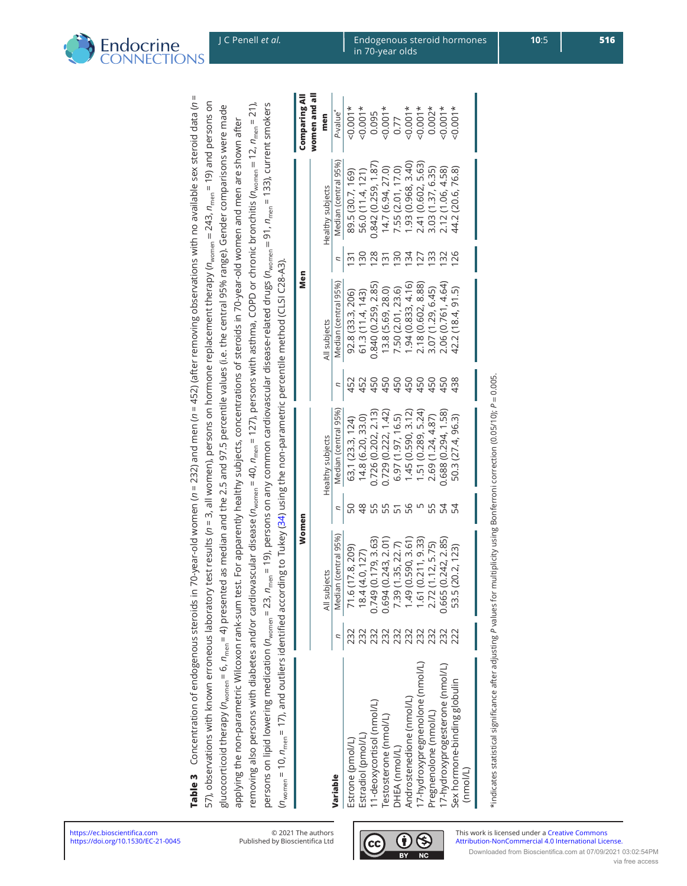**Table 3** Concentration of endogenous steroids in 70-year-old women ($n$ = 232) and men ($n$ = 452) (after removing observations with no available sex steroid data ($n$ = 57), observations with known erroneous laboratory test results ($n$ = 3, all women), persons on hormone replacement therapy ($n_{women}$ = 243, $n_{men}$ = 19) and persons on glucocorticoid therapy ($n_{women}$ = 6, $n_{men}$ = 4) presented as median and the 2.5 and 97.5 percentile values (i.e. the central 95% range). Gender comparisons were made applying the non-parametric Wilcoxon rank-sum test. For apparently healthy subjects, concentrations of steroids in 70-year-old women and men are shown after removing also persons with diabetes and/or cardiovascular disease ($n_{women}$ = 40, $n_{men}$ = 127), persons with asthma, COPD or chronic bronchitis ($n_{women}$ = 12, $n_{men}$ = 21), persons on lipid lowering medication ($n_{women}$ = 23, $n_{men}$ = 19), persons on any common cardiovascular disease-related drugs ($n_{women}$ = 91, $n_{men}$ = 133), current smokers ($n_{women}$ = 10, $n_{men}$ = 17), and outliers identified according to Tukey (34) using the non-parametric percentile method (CLSI C28-A3).

| Variable | Women | | | | Men | | | | Comparing All women and all men |
|---|---|---|---|---|---|---|---|---|---|
| | All subjects | | Healthy subjects | | All subjects | | Healthy subjects | | |
| | $n$ | Median (central 95%) | $n$ | Median (central 95%) | $n$ | Median (central 95%) | $n$ | Median (central 95%) | $P$-value* |
| Estrone (pmol/L) | 232 | 71.6 (17.8, 209) | 50 | 63.1 (23.3, 124) | 452 | 92.8 (33.3, 206) | 131 | 89.5 (30.7, 169) | <0.001* |
| Estradiol (pmol/L) | 232 | 18.4 (4.0, 127) | 48 | 14.8 (6.20, 33.0) | 452 | 61.3 (11.4, 143) | 130 | 56.0 (11.4, 121) | <0.001* |
| 11-deoxycortisol (nmol/L) | 232 | 0.749 (0.179, 3.63) | 55 | 0.726 (0.202, 2.13) | 450 | 0.840 (0.259, 2.85) | 128 | 0.842 (0.259, 1.87) | 0.095 |
| Testosterone (nmol/L) | 232 | 0.694 (0.243, 2.01) | 55 | 0.729 (0.222, 1.42) | 450 | 13.8 (5.69, 28.0) | 131 | 14.7 (6.94, 27.0) | <0.001* |
| DHEA (nmol/L) | 232 | 7.39 (1.35, 22.7) | 51 | 6.97 (1.97, 16.5) | 450 | 7.50 (2.01, 23.6) | 130 | 7.55 (2.01, 17.0) | 0.77 |
| Androstenedione (nmol/L) | 232 | 1.49 (0.590, 3.61) | 56 | 1.45 (0.590, 3.12) | 450 | 1.94 (0.833, 4.16) | 134 | 1.93 (0.968, 3.40) | <0.001* |
| 17-hydroxypregnenolone (nmol/L) | 232 | 1.61 (0.211, 9.33) | 5 | 1.51 (0.289, 5.24) | 450 | 2.18 (0.602, 8.88) | 127 | 2.41 (0.602, 5.63) | <0.001* |
| Pregnenolone (nmol/L) | 232 | 2.72 (1.12, 5.75) | 55 | 2.69 (1.24, 4.87) | 450 | 3.07 (1.29, 6.45) | 133 | 3.03 (1.37, 6.35) | 0.002* |
| 17-hydroxyprogesterone (nmol/L) | 232 | 0.665 (0.242, 2.85) | 54 | 0.688 (0.294, 1.58) | 450 | 2.06 (0.761, 4.64) | 132 | 2.12 (1.06, 4.58) | <0.001* |
| Sex hormone-binding globulin (nmol/L) | 222 | 53.5 (20.2, 123) | 54 | 50.3 (27.4, 96.3) | 438 | 42.2 (18.4, 91.5) | 126 | 44.2 (20.6, 76.8) | <0.001* |

*indicates statistical significance after adjusting $P$ values for multiplicity using Bonferroni correction (0.05/10); $P$ = 0.005.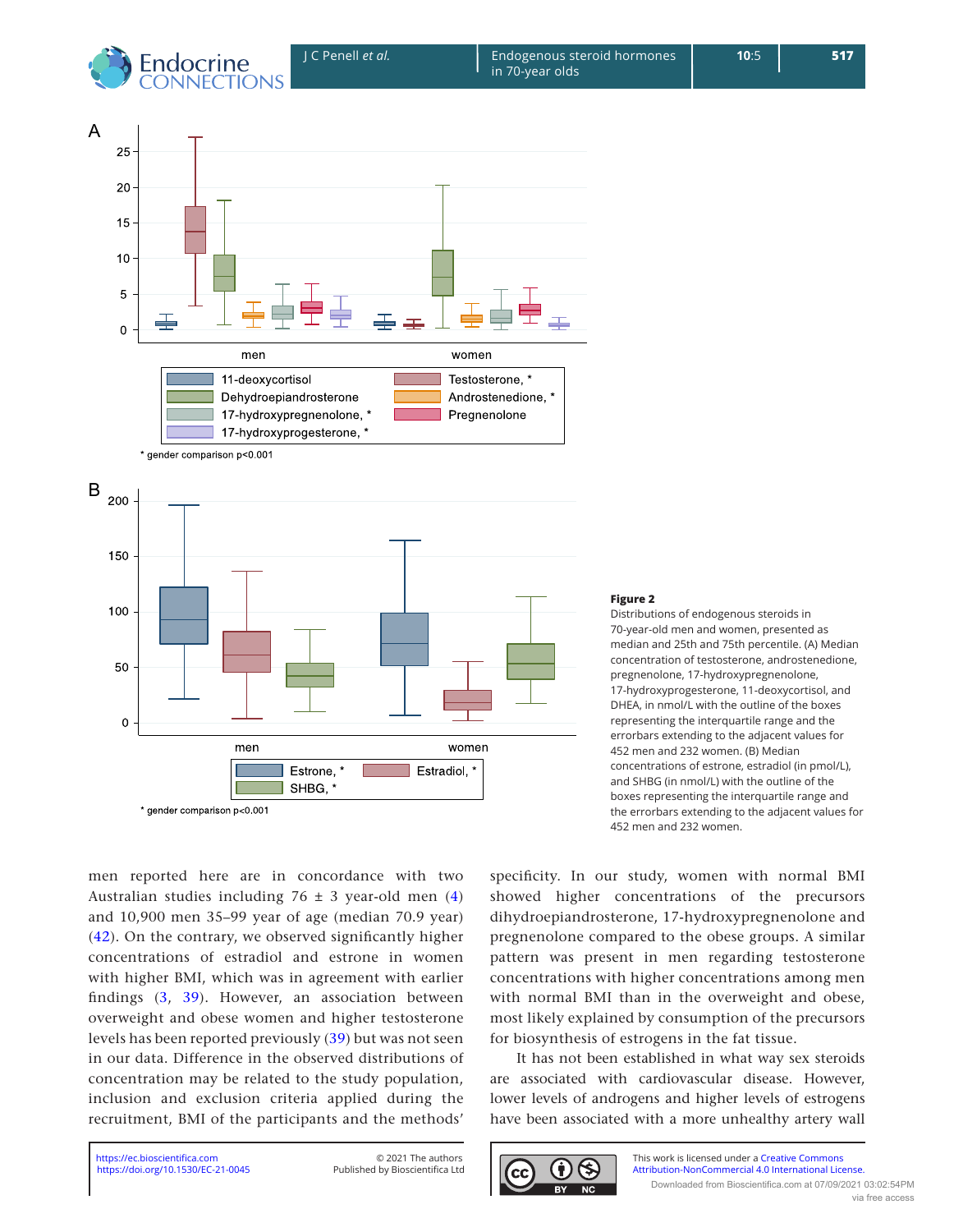**Figure 2**
Distributions of endogenous steroids in 70-year-old men and women, presented as median and 25th and 75th percentile. (A) Median concentration of testosterone, androstenedione, pregnenolone, 17-hydroxypregnenolone, 17-hydroxyprogesterone, 11-deoxycortisol, and DHEA, in nmol/L with the outline of the boxes representing the interquartile range and the errorbars extending to the adjacent values for 452 men and 232 women. (B) Median concentrations of estrone, estradiol (in pmol/L), and SHBG (in nmol/L) with the outline of the boxes representing the interquartile range and the errorbars extending to the adjacent values for 452 men and 232 women.

men reported here are in concordance with two Australian studies including 76 ± 3 year-old men (4) and 10,900 men 35–99 year of age (median 70.9 year) (42). On the contrary, we observed significantly higher concentrations of estradiol and estrone in women with higher BMI, which was in agreement with earlier findings (3, 39). However, an association between overweight and obese women and higher testosterone levels has been reported previously (39) but was not seen in our data. Difference in the observed distributions of concentration may be related to the study population, inclusion and exclusion criteria applied during the recruitment, BMI of the participants and the methods' specificity. In our study, women with normal BMI showed higher concentrations of the precursors dihydroepiandrosterone, 17-hydroxypregnenolone and pregnenolone compared to the obese groups. A similar pattern was present in men regarding testosterone concentrations with higher concentrations among men with normal BMI than in the overweight and obese, most likely explained by consumption of the precursors for biosynthesis of estrogens in the fat tissue.

It has not been established in what way sex steroids are associated with cardiovascular disease. However, lower levels of androgens and higher levels of estrogens have been associated with a more unhealthy artery wall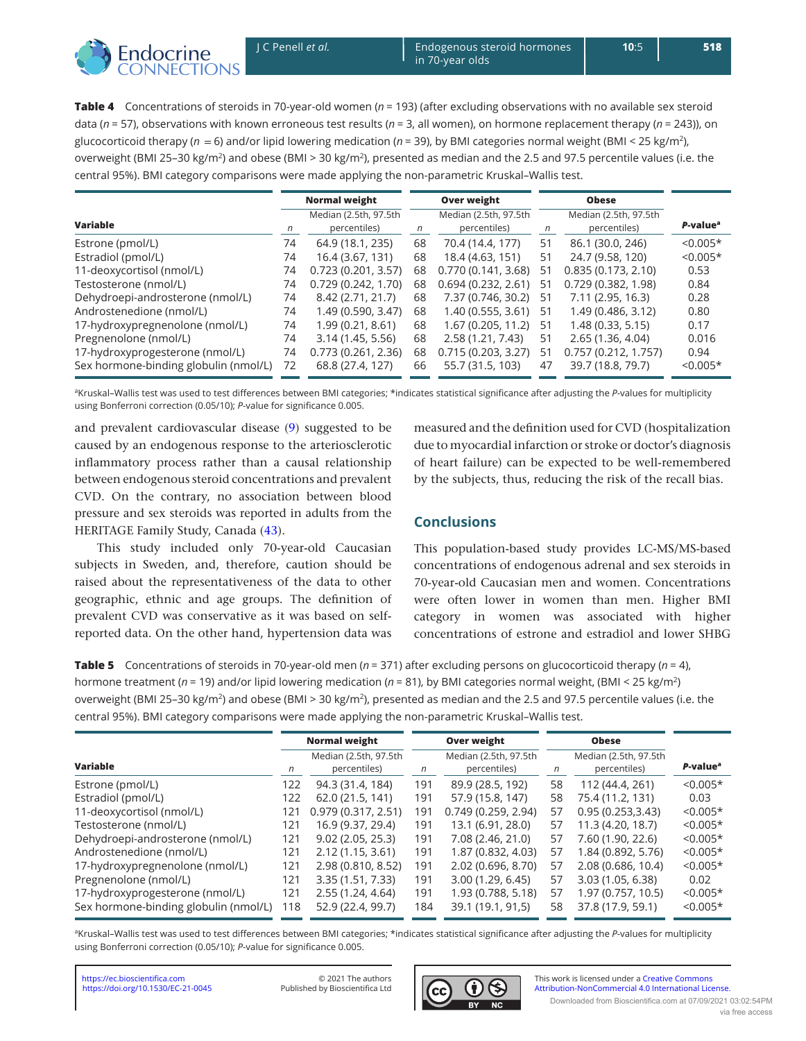**Table 4** Concentrations of steroids in 70-year-old women ($n$ = 193) (after excluding observations with no available sex steroid data ($n$ = 57), observations with known erroneous test results ($n$ = 3, all women), on hormone replacement therapy ($n$ = 243)), on glucocorticoid therapy ($n$ = 6) and/or lipid lowering medication ($n$ = 39), by BMI categories normal weight (BMI < 25 kg/m$^2$), overweight (BMI 25–30 kg/m$^2$) and obese (BMI > 30 kg/m$^2$), presented as median and the 2.5 and 97.5 percentile values (i.e. the central 95%). BMI category comparisons were made applying the non-parametric Kruskal–Wallis test.

| | Normal weight | | Over weight | | Obese | | |
|---|---|---|---|---|---|---|---|
| Variable | $n$ | Median (2.5th, 97.5th percentiles) | $n$ | Median (2.5th, 97.5th percentiles) | $n$ | Median (2.5th, 97.5th percentiles) | P-value[a] |
| Estrone (pmol/L) | 74 | 64.9 (18.1, 235) | 68 | 70.4 (14.4, 177) | 51 | 86.1 (30.0, 246) | <0.005* |
| Estradiol (pmol/L) | 74 | 16.4 (3.67, 131) | 68 | 18.4 (4.63, 151) | 51 | 24.7 (9.58, 120) | <0.005* |
| 11-deoxycortisol (nmol/L) | 74 | 0.723 (0.201, 3.57) | 68 | 0.770 (0.141, 3.68) | 51 | 0.835 (0.173, 2.10) | 0.53 |
| Testosterone (nmol/L) | 74 | 0.729 (0.242, 1.70) | 68 | 0.694 (0.232, 2.61) | 51 | 0.729 (0.382, 1.98) | 0.84 |
| Dehydroepi-androsterone (nmol/L) | 74 | 8.42 (2.71, 21.7) | 68 | 7.37 (0.746, 30.2) | 51 | 7.11 (2.95, 16.3) | 0.28 |
| Androstenedione (nmol/L) | 74 | 1.49 (0.590, 3.47) | 68 | 1.40 (0.555, 3.61) | 51 | 1.49 (0.486, 3.12) | 0.80 |
| 17-hydroxypregnenolone (nmol/L) | 74 | 1.99 (0.21, 8.61) | 68 | 1.67 (0.205, 11.2) | 51 | 1.48 (0.33, 5.15) | 0.17 |
| Pregnenolone (nmol/L) | 74 | 3.14 (1.45, 5.56) | 68 | 2.58 (1.21, 7.43) | 51 | 2.65 (1.36, 4.04) | 0.016 |
| 17-hydroxyprogesterone (nmol/L) | 74 | 0.773 (0.261, 2.36) | 68 | 0.715 (0.203, 3.27) | 51 | 0.757 (0.212, 1.757) | 0.94 |
| Sex hormone-binding globulin (nmol/L) | 72 | 68.8 (27.4, 127) | 66 | 55.7 (31.5, 103) | 47 | 39.7 (18.8, 79.7) | <0.005* |

[a]Kruskal–Wallis test was used to test differences between BMI categories; *indicates statistical significance after adjusting the P-values for multiplicity using Bonferroni correction (0.05/10); P-value for significance 0.005.

and prevalent cardiovascular disease (9) suggested to be caused by an endogenous response to the arteriosclerotic inflammatory process rather than a causal relationship between endogenous steroid concentrations and prevalent CVD. On the contrary, no association between blood pressure and sex steroids was reported in adults from the HERITAGE Family Study, Canada (43).

This study included only 70-year-old Caucasian subjects in Sweden, and, therefore, caution should be raised about the representativeness of the data to other geographic, ethnic and age groups. The definition of prevalent CVD was conservative as it was based on self-reported data. On the other hand, hypertension data was measured and the definition used for CVD (hospitalization due to myocardial infarction or stroke or doctor's diagnosis of heart failure) can be expected to be well-remembered by the subjects, thus, reducing the risk of the recall bias.

## Conclusions

This population-based study provides LC-MS/MS-based concentrations of endogenous adrenal and sex steroids in 70-year-old Caucasian men and women. Concentrations were often lower in women than men. Higher BMI category in women was associated with higher concentrations of estrone and estradiol and lower SHBG

**Table 5** Concentrations of steroids in 70-year-old men ($n$ = 371) after excluding persons on glucocorticoid therapy ($n$ = 4), hormone treatment ($n$ = 19) and/or lipid lowering medication ($n$ = 81), by BMI categories normal weight, (BMI < 25 kg/m$^2$) overweight (BMI 25–30 kg/m$^2$) and obese (BMI > 30 kg/m$^2$), presented as median and the 2.5 and 97.5 percentile values (i.e. the central 95%). BMI category comparisons were made applying the non-parametric Kruskal–Wallis test.

| | Normal weight | | Over weight | | Obese | | |
|---|---|---|---|---|---|---|---|
| Variable | $n$ | Median (2.5th, 97.5th percentiles) | $n$ | Median (2.5th, 97.5th percentiles) | $n$ | Median (2.5th, 97.5th percentiles) | P-value[a] |
| Estrone (pmol/L) | 122 | 94.3 (31.4, 184) | 191 | 89.9 (28.5, 192) | 58 | 112 (44.4, 261) | <0.005* |
| Estradiol (pmol/L) | 122 | 62.0 (21.5, 141) | 191 | 57.9 (15.8, 147) | 58 | 75.4 (11.2, 131) | 0.03 |
| 11-deoxycortisol (nmol/L) | 121 | 0.979 (0.317, 2.51) | 191 | 0.749 (0.259, 2.94) | 57 | 0.95 (0.253,3.43) | <0.005* |
| Testosterone (nmol/L) | 121 | 16.9 (9.37, 29.4) | 191 | 13.1 (6.91, 28.0) | 57 | 11.3 (4.20, 18.7) | <0.005* |
| Dehydroepi-androsterone (nmol/L) | 121 | 9.02 (2.05, 25.3) | 191 | 7.08 (2.46, 21.0) | 57 | 7.60 (1.90, 22.6) | <0.005* |
| Androstenedione (nmol/L) | 121 | 2.12 (1.15, 3.61) | 191 | 1.87 (0.832, 4.03) | 57 | 1.84 (0.892, 5.76) | <0.005* |
| 17-hydroxypregnenolone (nmol/L) | 121 | 2.98 (0.810, 8.52) | 191 | 2.02 (0.696, 8.70) | 57 | 2.08 (0.686, 10.4) | <0.005* |
| Pregnenolone (nmol/L) | 121 | 3.35 (1.51, 7.33) | 191 | 3.00 (1.29, 6.45) | 57 | 3.03 (1.05, 6.38) | 0.02 |
| 17-hydroxyprogesterone (nmol/L) | 121 | 2.55 (1.24, 4.64) | 191 | 1.93 (0.788, 5.18) | 57 | 1.97 (0.757, 10.5) | <0.005* |
| Sex hormone-binding globulin (nmol/L) | 118 | 52.9 (22.4, 99.7) | 184 | 39.1 (19.1, 91,5) | 58 | 37.8 (17.9, 59.1) | <0.005* |

[a]Kruskal–Wallis test was used to test differences between BMI categories; *indicates statistical significance after adjusting the P-values for multiplicity using Bonferroni correction (0.05/10); P-value for significance 0.005.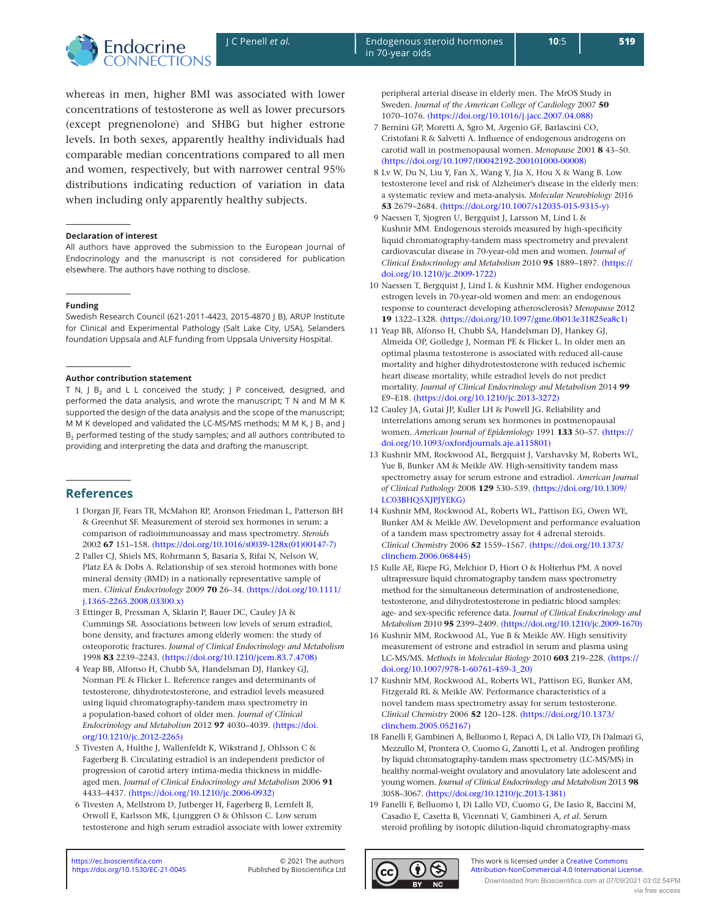whereas in men, higher BMI was associated with lower concentrations of testosterone as well as lower precursors (except pregnenolone) and SHBG but higher estrone levels. In both sexes, apparently healthy individuals had comparable median concentrations compared to all men and women, respectively, but with narrower central 95% distributions indicating reduction of variation in data when including only apparently healthy subjects.

### Declaration of interest

All authors have approved the submission to the European Journal of Endocrinology and the manuscript is not considered for publication elsewhere. The authors have nothing to disclose.

### Funding

Swedish Research Council (621-2011-4423, 2015-4870 J B), ARUP Institute for Clinical and Experimental Pathology (Salt Lake City, USA), Selanders foundation Uppsala and ALF funding from Uppsala University Hospital.

### Author contribution statement

T N, J $B_2$ and L L conceived the study; J P conceived, designed, and performed the data analysis, and wrote the manuscript; T N and M M K supported the design of the data analysis and the scope of the manuscript; M M K developed and validated the LC-MS/MS methods; M M K, J $B_1$ and J $B_2$ performed testing of the study samples; and all authors contributed to providing and interpreting the data and drafting the manuscript.

## References

1 Dorgan JF, Fears TR, McMahon RP, Aronson Friedman L, Patterson BH & Greenhut SF. Measurement of steroid sex hormones in serum: a comparison of radioimmunoassay and mass spectrometry. *Steroids* 2002 **67** 151–158. (https://doi.org/10.1016/s0039-128x(01)00147-7)

2 Paller CJ, Shiels MS, Rohrmann S, Basaria S, Rifai N, Nelson W, Platz EA & Dobs A. Relationship of sex steroid hormones with bone mineral density (BMD) in a nationally representative sample of men. *Clinical Endocrinology* 2009 **70** 26–34. (https://doi.org/10.1111/j.1365-2265.2008.03300.x)

3 Ettinger B, Pressman A, Sklarin P, Bauer DC, Cauley JA & Cummings SR. Associations between low levels of serum estradiol, bone density, and fractures among elderly women: the study of osteoporotic fractures. *Journal of Clinical Endocrinology and Metabolism* 1998 **83** 2239–2243. (https://doi.org/10.1210/jcem.83.7.4708)

4 Yeap BB, Alfonso H, Chubb SA, Handelsman DJ, Hankey GJ, Norman PE & Flicker L. Reference ranges and determinants of testosterone, dihydrotestosterone, and estradiol levels measured using liquid chromatography-tandem mass spectrometry in a population-based cohort of older men. *Journal of Clinical Endocrinology and Metabolism* 2012 **97** 4030–4039. (https://doi.org/10.1210/jc.2012-2265)

5 Tivesten A, Hulthe J, Wallenfeldt K, Wikstrand J, Ohlsson C & Fagerberg B. Circulating estradiol is an independent predictor of progression of carotid artery intima-media thickness in middle-aged men. *Journal of Clinical Endocrinology and Metabolism* 2006 **91** 4433–4437. (https://doi.org/10.1210/jc.2006-0932)

6 Tivesten A, Mellstrom D, Jutberger H, Fagerberg B, Lernfelt B, Orwoll E, Karlsson MK, Ljunggren O & Ohlsson C. Low serum testosterone and high serum estradiol associate with lower extremity peripheral arterial disease in elderly men. The MrOS Study in Sweden. *Journal of the American College of Cardiology* 2007 **50** 1070–1076. (https://doi.org/10.1016/j.jacc.2007.04.088)

7 Bernini GP, Moretti A, Sgro M, Argenio GF, Barlascini CO, Cristofani R & Salvetti A. Influence of endogenous androgens on carotid wall in postmenopausal women. *Menopause* 2001 **8** 43–50. (https://doi.org/10.1097/00042192-200101000-00008)

8 Lv W, Du N, Liu Y, Fan X, Wang Y, Jia X, Hou X & Wang B. Low testosterone level and risk of Alzheimer's disease in the elderly men: a systematic review and meta-analysis. *Molecular Neurobiology* 2016 **53** 2679–2684. (https://doi.org/10.1007/s12035-015-9315-y)

9 Naessen T, Sjogren U, Bergquist J, Larsson M, Lind L & Kushnir MM. Endogenous steroids measured by high-specificity liquid chromatography-tandem mass spectrometry and prevalent cardiovascular disease in 70-year-old men and women. *Journal of Clinical Endocrinology and Metabolism* 2010 **95** 1889–1897. (https://doi.org/10.1210/jc.2009-1722)

10 Naessen T, Bergquist J, Lind L & Kushnir MM. Higher endogenous estrogen levels in 70-year-old women and men: an endogenous response to counteract developing atherosclerosis? *Menopause* 2012 **19** 1322–1328. (https://doi.org/10.1097/gme.0b013e31825ea8c1)

11 Yeap BB, Alfonso H, Chubb SA, Handelsman DJ, Hankey GJ, Almeida OP, Golledge J, Norman PE & Flicker L. In older men an optimal plasma testosterone is associated with reduced all-cause mortality and higher dihydrotestosterone with reduced ischemic heart disease mortality, while estradiol levels do not predict mortality. *Journal of Clinical Endocrinology and Metabolism* 2014 **99** E9–E18. (https://doi.org/10.1210/jc.2013-3272)

12 Cauley JA, Gutai JP, Kuller LH & Powell JG. Reliability and interrelations among serum sex hormones in postmenopausal women. *American Journal of Epidemiology* 1991 **133** 50–57. (https://doi.org/10.1093/oxfordjournals.aje.a115801)

13 Kushnir MM, Rockwood AL, Bergquist J, Varshavsky M, Roberts WL, Yue B, Bunker AM & Meikle AW. High-sensitivity tandem mass spectrometry assay for serum estrone and estradiol. *American Journal of Clinical Pathology* 2008 **129** 530–539. (https://doi.org/10.1309/LC03BHQ5XJPJYEKG)

14 Kushnir MM, Rockwood AL, Roberts WL, Pattison EG, Owen WE, Bunker AM & Meikle AW. Development and performance evaluation of a tandem mass spectrometry assay for 4 adrenal steroids. *Clinical Chemistry* 2006 **52** 1559–1567. (https://doi.org/10.1373/clinchem.2006.068445)

15 Kulle AE, Riepe FG, Melchior D, Hiort O & Holterhus PM. A novel ultrapressure liquid chromatography tandem mass spectrometry method for the simultaneous determination of androstenedione, testosterone, and dihydrotestosterone in pediatric blood samples: age- and sex-specific reference data. *Journal of Clinical Endocrinology and Metabolism* 2010 **95** 2399–2409. (https://doi.org/10.1210/jc.2009-1670)

16 Kushnir MM, Rockwood AL, Yue B & Meikle AW. High sensitivity measurement of estrone and estradiol in serum and plasma using LC-MS/MS. *Methods in Molecular Biology* 2010 **603** 219–228. (https://doi.org/10.1007/978-1-60761-459-3_20)

17 Kushnir MM, Rockwood AL, Roberts WL, Pattison EG, Bunker AM, Fitzgerald RL & Meikle AW. Performance characteristics of a novel tandem mass spectrometry assay for serum testosterone. *Clinical Chemistry* 2006 **52** 120–128. (https://doi.org/10.1373/clinchem.2005.052167)

18 Fanelli F, Gambineri A, Belluomo I, Repaci A, Di Lallo VD, Di Dalmazi G, Mezzullo M, Prontera O, Cuomo G, Zanotti L, et al. Androgen profiling by liquid chromatography-tandem mass spectrometry (LC-MS/MS) in healthy normal-weight ovulatory and anovulatory late adolescent and young women. *Journal of Clinical Endocrinology and Metabolism* 2013 **98** 3058–3067. (https://doi.org/10.1210/jc.2013-1381)

19 Fanelli F, Belluomo I, Di Lallo VD, Cuomo G, De Iasio R, Baccini M, Casadio E, Casetta B, Vicennati V, Gambineri A, *et al.* Serum steroid profiling by isotopic dilution-liquid chromatography-mass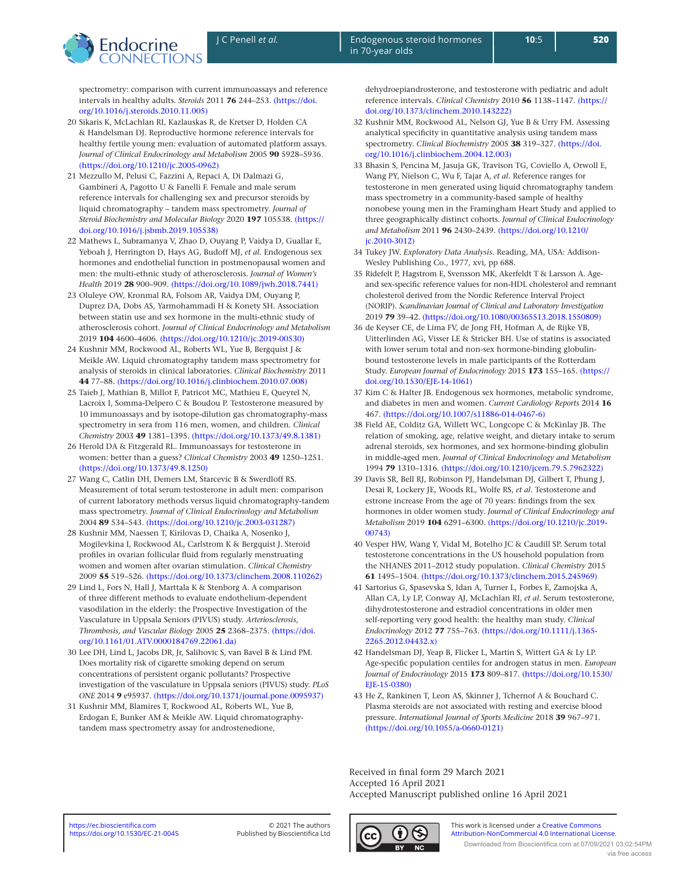spectrometry: comparison with current immunoassays and reference intervals in healthy adults. *Steroids* 2011 **76** 244–253. (https://doi.org/10.1016/j.steroids.2010.11.005)

20 Sikaris K, McLachlan RI, Kazlauskas R, de Kretser D, Holden CA & Handelsman DJ. Reproductive hormone reference intervals for healthy fertile young men: evaluation of automated platform assays. *Journal of Clinical Endocrinology and Metabolism* 2005 **90** 5928–5936. (https://doi.org/10.1210/jc.2005-0962)

21 Mezzullo M, Pelusi C, Fazzini A, Repaci A, Di Dalmazi G, Gambineri A, Pagotto U & Fanelli F. Female and male serum reference intervals for challenging sex and precursor steroids by liquid chromatography – tandem mass spectrometry. *Journal of Steroid Biochemistry and Molecular Biology* 2020 **197** 105538. (https://doi.org/10.1016/j.jsbmb.2019.105538)

22 Mathews L, Subramanya V, Zhao D, Ouyang P, Vaidya D, Guallar E, Yeboah J, Herrington D, Hays AG, Budoff MJ, *et al*. Endogenous sex hormones and endothelial function in postmenopausal women and men: the multi-ethnic study of atherosclerosis. *Journal of Women's Health* 2019 **28** 900–909. (https://doi.org/10.1089/jwh.2018.7441)

23 Oluleye OW, Kronmal RA, Folsom AR, Vaidya DM, Ouyang P, Duprez DA, Dobs AS, Yarmohammadi H & Konety SH. Association between statin use and sex hormone in the multi-ethnic study of atherosclerosis cohort. *Journal of Clinical Endocrinology and Metabolism* 2019 **104** 4600–4606. (https://doi.org/10.1210/jc.2019-00530)

24 Kushnir MM, Rockwood AL, Roberts WL, Yue B, Bergquist J & Meikle AW. Liquid chromatography tandem mass spectrometry for analysis of steroids in clinical laboratories. *Clinical Biochemistry* 2011 **44** 77–88. (https://doi.org/10.1016/j.clinbiochem.2010.07.008)

25 Taieb J, Mathian B, Millot F, Patricot MC, Mathieu E, Queyrel N, Lacroix I, Somma-Delpero C & Boudou P. Testosterone measured by 10 immunoassays and by isotope-dilution gas chromatography-mass spectrometry in sera from 116 men, women, and children. *Clinical Chemistry* 2003 **49** 1381–1395. (https://doi.org/10.1373/49.8.1381)

26 Herold DA & Fitzgerald RL. Immunoassays for testosterone in women: better than a guess? *Clinical Chemistry* 2003 **49** 1250–1251. (https://doi.org/10.1373/49.8.1250)

27 Wang C, Catlin DH, Demers LM, Starcevic B & Swerdloff RS. Measurement of total serum testosterone in adult men: comparison of current laboratory methods versus liquid chromatography-tandem mass spectrometry. *Journal of Clinical Endocrinology and Metabolism* 2004 **89** 534–543. (https://doi.org/10.1210/jc.2003-031287)

28 Kushnir MM, Naessen T, Kirilovas D, Chaika A, Nosenko J, Mogilevkina I, Rockwood AL, Carlstrom K & Bergquist J. Steroid profiles in ovarian follicular fluid from regularly menstruating women and women after ovarian stimulation. *Clinical Chemistry* 2009 **55** 519–526. (https://doi.org/10.1373/clinchem.2008.110262)

29 Lind L, Fors N, Hall J, Marttala K & Stenborg A. A comparison of three different methods to evaluate endothelium-dependent vasodilation in the elderly: the Prospective Investigation of the Vasculature in Uppsala Seniors (PIVUS) study. *Arteriosclerosis, Thrombosis, and Vascular Biology* 2005 **25** 2368–2375. (https://doi.org/10.1161/01.ATV.0000184769.22061.da)

30 Lee DH, Lind L, Jacobs DR, Jr, Salihovic S, van Bavel B & Lind PM. Does mortality risk of cigarette smoking depend on serum concentrations of persistent organic pollutants? Prospective investigation of the vasculature in Uppsala seniors (PIVUS) study. *PLoS ONE* 2014 **9** e95937. (https://doi.org/10.1371/journal.pone.0095937)

31 Kushnir MM, Blamires T, Rockwood AL, Roberts WL, Yue B, Erdogan E, Bunker AM & Meikle AW. Liquid chromatography-tandem mass spectrometry assay for androstenedione, dehydroepiandrosterone, and testosterone with pediatric and adult reference intervals. *Clinical Chemistry* 2010 **56** 1138–1147. (https://doi.org/10.1373/clinchem.2010.143222)

32 Kushnir MM, Rockwood AL, Nelson GJ, Yue B & Urry FM. Assessing analytical specificity in quantitative analysis using tandem mass spectrometry. *Clinical Biochemistry* 2005 **38** 319–327. (https://doi.org/10.1016/j.clinbiochem.2004.12.003)

33 Bhasin S, Pencina M, Jasuja GK, Travison TG, Coviello A, Orwoll E, Wang PY, Nielson C, Wu F, Tajar A, *et al*. Reference ranges for testosterone in men generated using liquid chromatography tandem mass spectrometry in a community-based sample of healthy nonobese young men in the Framingham Heart Study and applied to three geographically distinct cohorts. *Journal of Clinical Endocrinology and Metabolism* 2011 **96** 2430–2439. (https://doi.org/10.1210/jc.2010-3012)

34 Tukey JW. *Exploratory Data Analysis*. Reading, MA, USA: Addison-Wesley Publishing Co., 1977, xvi, pp 688.

35 Ridefelt P, Hagstrom E, Svensson MK, Akerfeldt T & Larsson A. Age- and sex-specific reference values for non-HDL cholesterol and remnant cholesterol derived from the Nordic Reference Interval Project (NORIP). *Scandinavian Journal of Clinical and Laboratory Investigation* 2019 **79** 39–42. (https://doi.org/10.1080/00365513.2018.1550809)

36 de Keyser CE, de Lima FV, de Jong FH, Hofman A, de Rijke YB, Uitterlinden AG, Visser LE & Stricker BH. Use of statins is associated with lower serum total and non-sex hormone-binding globulin-bound testosterone levels in male participants of the Rotterdam Study. *European Journal of Endocrinology* 2015 **173** 155–165. (https://doi.org/10.1530/EJE-14-1061)

37 Kim C & Halter JB. Endogenous sex hormones, metabolic syndrome, and diabetes in men and women. *Current Cardiology Reports* 2014 **16** 467. (https://doi.org/10.1007/s11886-014-0467-6)

38 Field AE, Colditz GA, Willett WC, Longcope C & McKinlay JB. The relation of smoking, age, relative weight, and dietary intake to serum adrenal steroids, sex hormones, and sex hormone-binding globulin in middle-aged men. *Journal of Clinical Endocrinology and Metabolism* 1994 **79** 1310–1316. (https://doi.org/10.1210/jcem.79.5.7962322)

39 Davis SR, Bell RJ, Robinson PJ, Handelsman DJ, Gilbert T, Phung J, Desai R, Lockery JE, Woods RL, Wolfe RS, *et al*. Testosterone and estrone increase From the age of 70 years: findings from the sex hormones in older women study. *Journal of Clinical Endocrinology and Metabolism* 2019 **104** 6291–6300. (https://doi.org/10.1210/jc.2019-00743)

40 Vesper HW, Wang Y, Vidal M, Botelho JC & Caudill SP. Serum total testosterone concentrations in the US household population from the NHANES 2011–2012 study population. *Clinical Chemistry* 2015 **61** 1495–1504. (https://doi.org/10.1373/clinchem.2015.245969)

41 Sartorius G, Spasevska S, Idan A, Turner L, Forbes E, Zamojska A, Allan CA, Ly LP, Conway AJ, McLachlan RI, *et al*. Serum testosterone, dihydrotestosterone and estradiol concentrations in older men self-reporting very good health: the healthy man study. *Clinical Endocrinology* 2012 **77** 755–763. (https://doi.org/10.1111/j.1365-2265.2012.04432.x)

42 Handelsman DJ, Yeap B, Flicker L, Martin S, Wittert GA & Ly LP. Age-specific population centiles for androgen status in men. *European Journal of Endocrinology* 2015 **173** 809–817. (https://doi.org/10.1530/EJE-15-0380)

43 He Z, Rankinen T, Leon AS, Skinner J, Tchernof A & Bouchard C. Plasma steroids are not associated with resting and exercise blood pressure. *International Journal of Sports Medicine* 2018 **39** 967–971. (https://doi.org/10.1055/a-0660-0121)

Received in final form 29 March 2021
Accepted 16 April 2021
Accepted Manuscript published online 16 April 2021